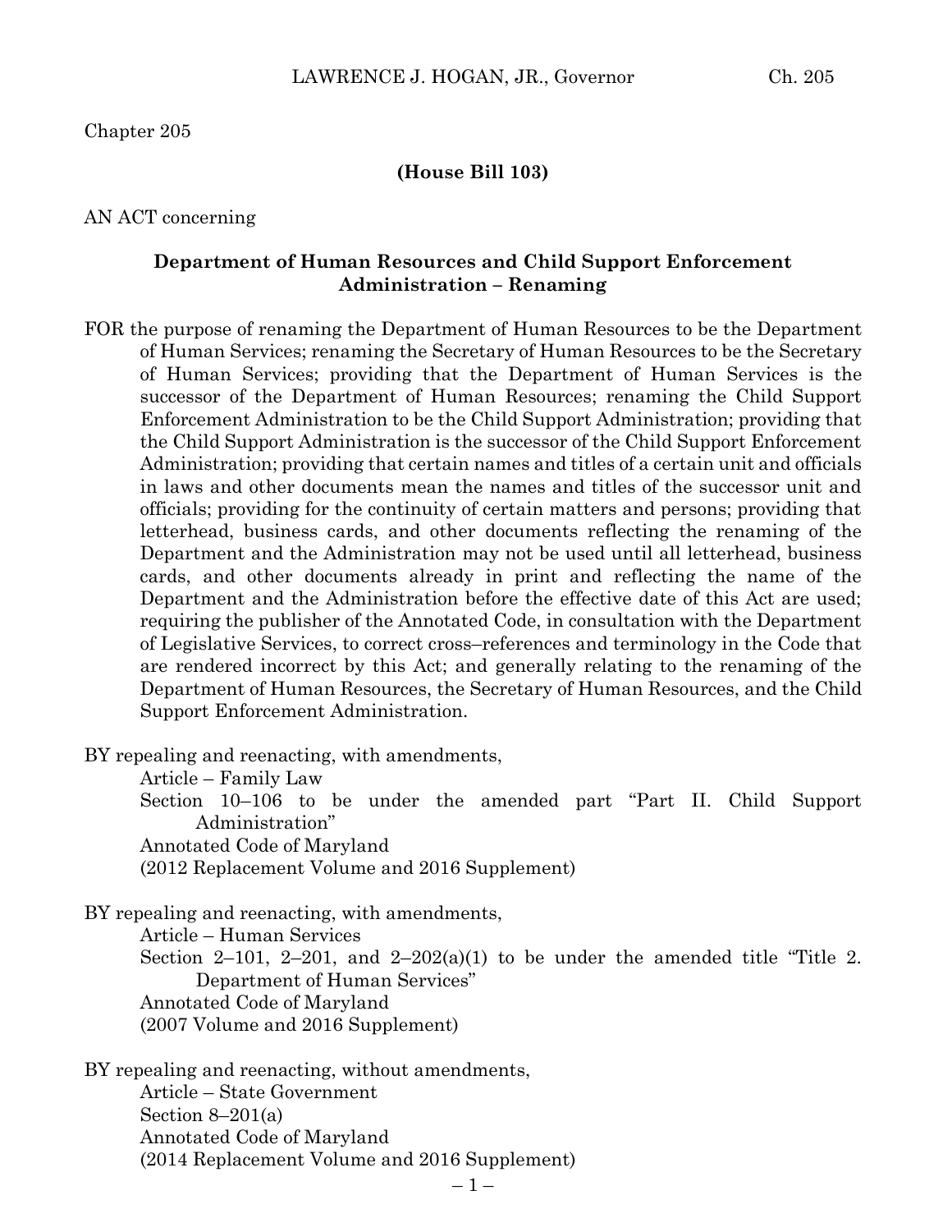Chapter 205

**(House Bill 103)**

AN ACT concerning

**Department of Human Resources and Child Support Enforcement Administration – Renaming**

FOR the purpose of renaming the Department of Human Resources to be the Department of Human Services; renaming the Secretary of Human Resources to be the Secretary of Human Services; providing that the Department of Human Services is the successor of the Department of Human Resources; renaming the Child Support Enforcement Administration to be the Child Support Administration; providing that the Child Support Administration is the successor of the Child Support Enforcement Administration; providing that certain names and titles of a certain unit and officials in laws and other documents mean the names and titles of the successor unit and officials; providing for the continuity of certain matters and persons; providing that letterhead, business cards, and other documents reflecting the renaming of the Department and the Administration may not be used until all letterhead, business cards, and other documents already in print and reflecting the name of the Department and the Administration before the effective date of this Act are used; requiring the publisher of the Annotated Code, in consultation with the Department of Legislative Services, to correct cross–references and terminology in the Code that are rendered incorrect by this Act; and generally relating to the renaming of the Department of Human Resources, the Secretary of Human Resources, and the Child Support Enforcement Administration.

BY repealing and reenacting, with amendments,
Article – Family Law
Section 10–106 to be under the amended part "Part II. Child Support Administration"
Annotated Code of Maryland
(2012 Replacement Volume and 2016 Supplement)

BY repealing and reenacting, with amendments,
Article – Human Services
Section 2–101, 2–201, and 2–202(a)(1) to be under the amended title "Title 2. Department of Human Services"
Annotated Code of Maryland
(2007 Volume and 2016 Supplement)

BY repealing and reenacting, without amendments,
Article – State Government
Section 8–201(a)
Annotated Code of Maryland
(2014 Replacement Volume and 2016 Supplement)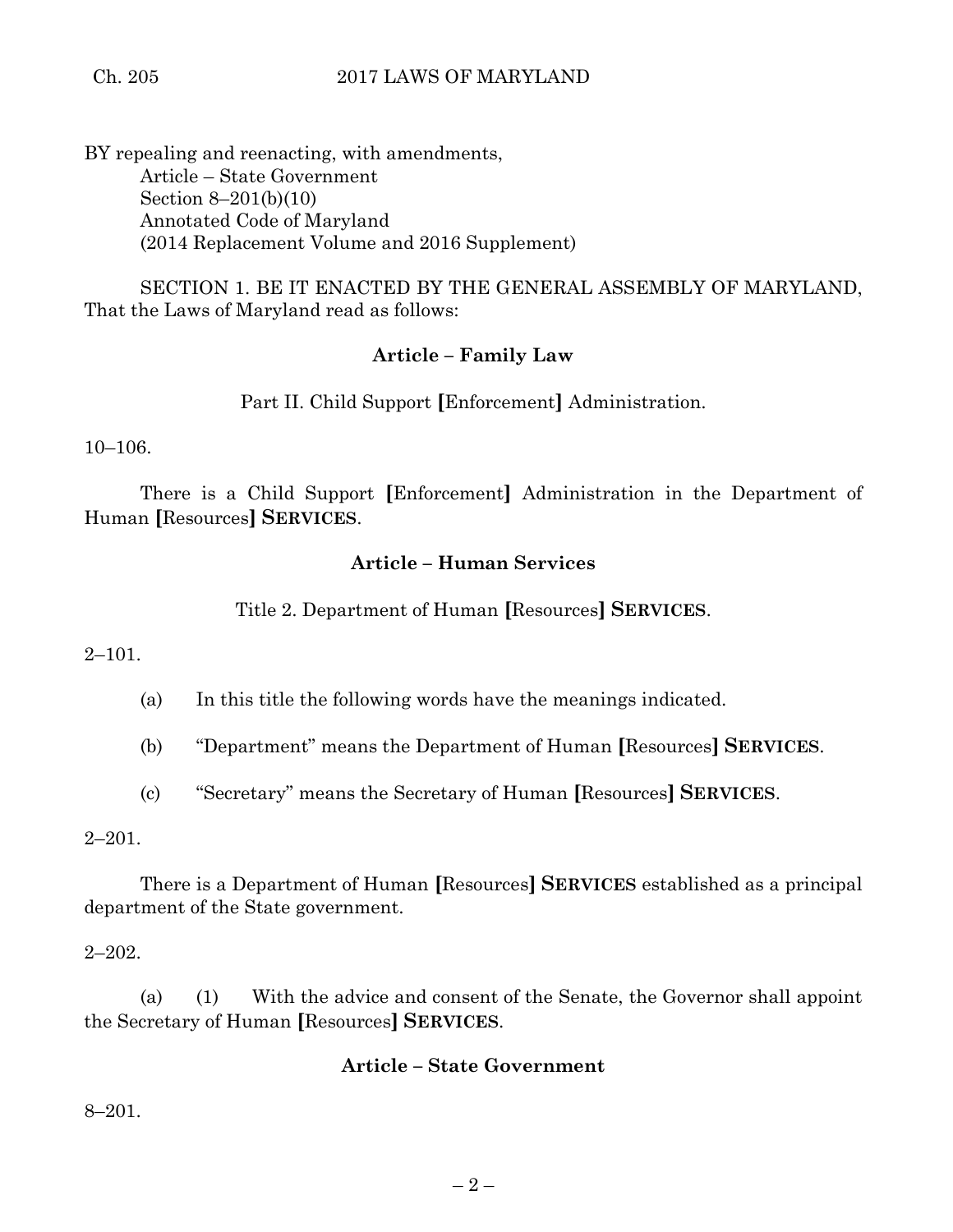BY repealing and reenacting, with amendments,

Article – State Government
Section 8–201(b)(10)
Annotated Code of Maryland
(2014 Replacement Volume and 2016 Supplement)

SECTION 1. BE IT ENACTED BY THE GENERAL ASSEMBLY OF MARYLAND, That the Laws of Maryland read as follows:

**Article – Family Law**

Part II. Child Support **[**Enforcement**]** Administration.

10–106.

There is a Child Support **[**Enforcement**]** Administration in the Department of Human **[**Resources**]** **SERVICES**.

**Article – Human Services**

Title 2. Department of Human **[**Resources**]** **SERVICES**.

2–101.

(a) In this title the following words have the meanings indicated.

(b) "Department" means the Department of Human **[**Resources**]** **SERVICES**.

(c) "Secretary" means the Secretary of Human **[**Resources**]** **SERVICES**.

2–201.

There is a Department of Human **[**Resources**]** **SERVICES** established as a principal department of the State government.

2–202.

(a) (1) With the advice and consent of the Senate, the Governor shall appoint the Secretary of Human **[**Resources**]** **SERVICES**.

**Article – State Government**

8–201.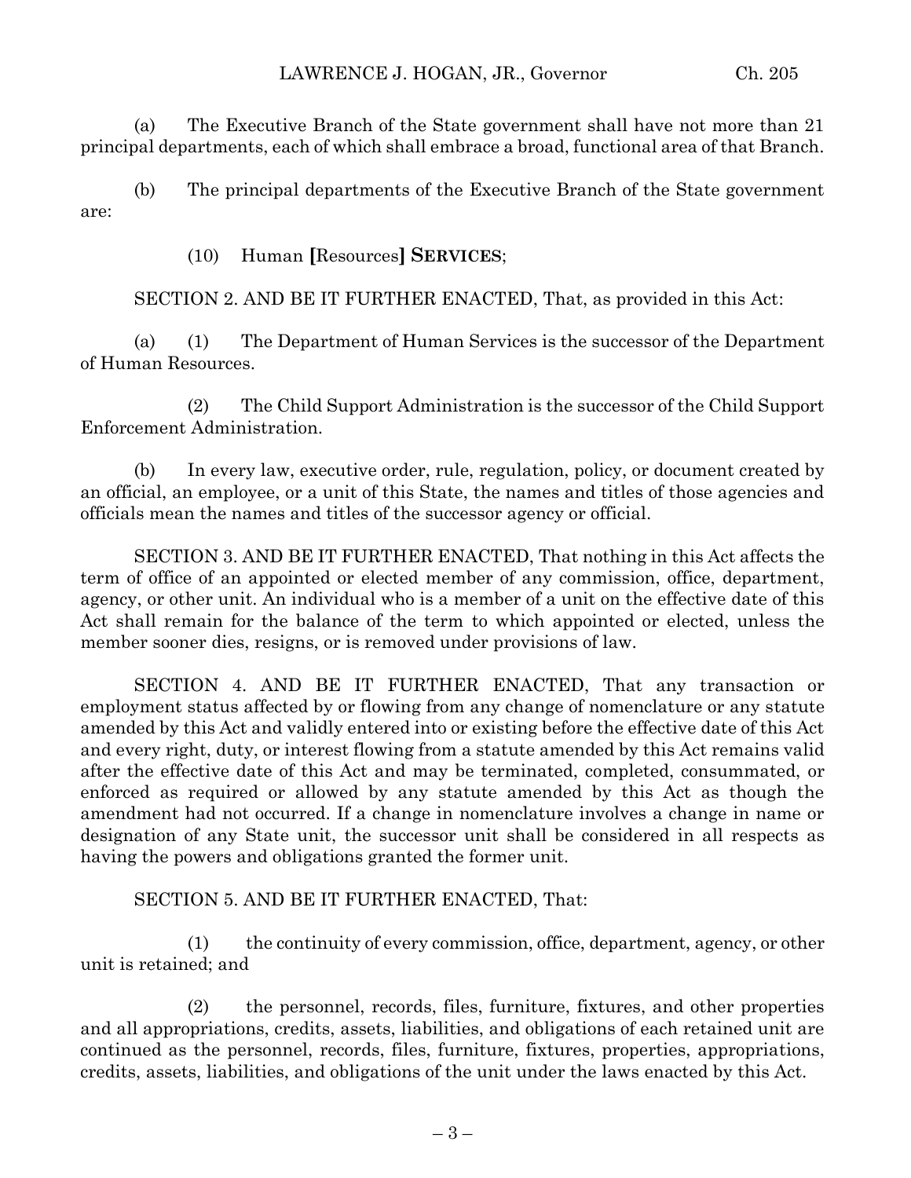(a) The Executive Branch of the State government shall have not more than 21 principal departments, each of which shall embrace a broad, functional area of that Branch.

(b) The principal departments of the Executive Branch of the State government are:

(10) Human [Resources] **SERVICES**;

SECTION 2. AND BE IT FURTHER ENACTED, That, as provided in this Act:

(a) (1) The Department of Human Services is the successor of the Department of Human Resources.

(2) The Child Support Administration is the successor of the Child Support Enforcement Administration.

(b) In every law, executive order, rule, regulation, policy, or document created by an official, an employee, or a unit of this State, the names and titles of those agencies and officials mean the names and titles of the successor agency or official.

SECTION 3. AND BE IT FURTHER ENACTED, That nothing in this Act affects the term of office of an appointed or elected member of any commission, office, department, agency, or other unit. An individual who is a member of a unit on the effective date of this Act shall remain for the balance of the term to which appointed or elected, unless the member sooner dies, resigns, or is removed under provisions of law.

SECTION 4. AND BE IT FURTHER ENACTED, That any transaction or employment status affected by or flowing from any change of nomenclature or any statute amended by this Act and validly entered into or existing before the effective date of this Act and every right, duty, or interest flowing from a statute amended by this Act remains valid after the effective date of this Act and may be terminated, completed, consummated, or enforced as required or allowed by any statute amended by this Act as though the amendment had not occurred. If a change in nomenclature involves a change in name or designation of any State unit, the successor unit shall be considered in all respects as having the powers and obligations granted the former unit.

SECTION 5. AND BE IT FURTHER ENACTED, That:

(1) the continuity of every commission, office, department, agency, or other unit is retained; and

(2) the personnel, records, files, furniture, fixtures, and other properties and all appropriations, credits, assets, liabilities, and obligations of each retained unit are continued as the personnel, records, files, furniture, fixtures, properties, appropriations, credits, assets, liabilities, and obligations of the unit under the laws enacted by this Act.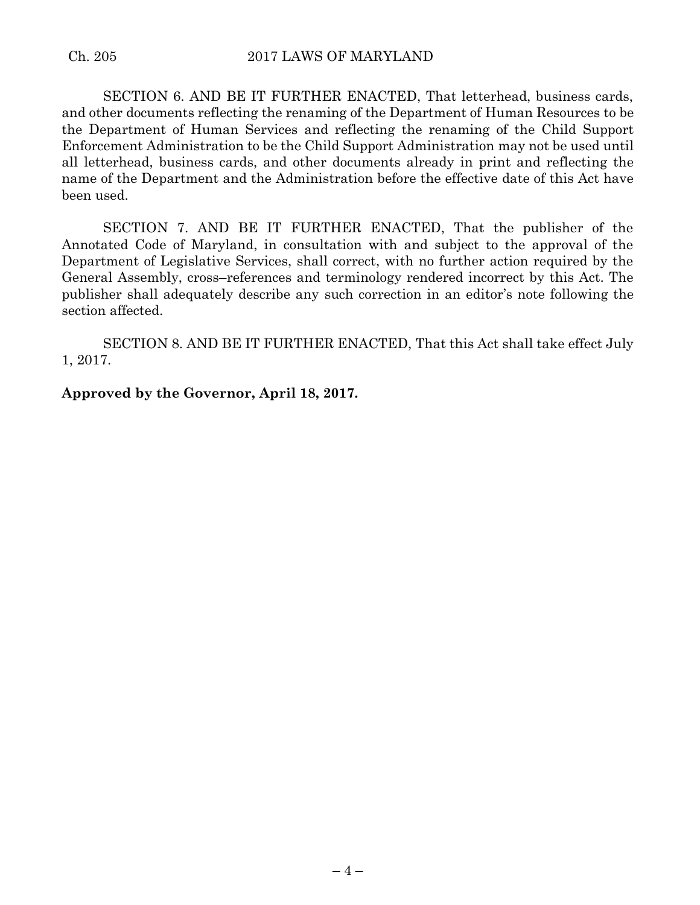SECTION 6. AND BE IT FURTHER ENACTED, That letterhead, business cards, and other documents reflecting the renaming of the Department of Human Resources to be the Department of Human Services and reflecting the renaming of the Child Support Enforcement Administration to be the Child Support Administration may not be used until all letterhead, business cards, and other documents already in print and reflecting the name of the Department and the Administration before the effective date of this Act have been used.

SECTION 7. AND BE IT FURTHER ENACTED, That the publisher of the Annotated Code of Maryland, in consultation with and subject to the approval of the Department of Legislative Services, shall correct, with no further action required by the General Assembly, cross–references and terminology rendered incorrect by this Act. The publisher shall adequately describe any such correction in an editor's note following the section affected.

SECTION 8. AND BE IT FURTHER ENACTED, That this Act shall take effect July 1, 2017.

**Approved by the Governor, April 18, 2017.**